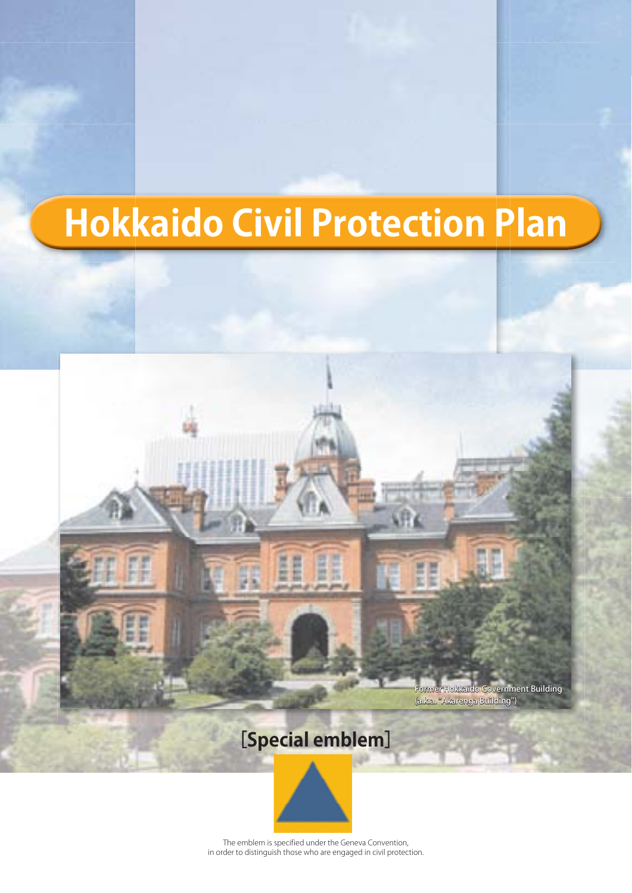# Hokkaido Civil Protection Plan

Former Hokkaido Government Building (a.k.a. "Akarenga Building")

## [Special emblem]

The emblem is specified under the Geneva Convention, in order to distinguish those who are engaged in civil protection.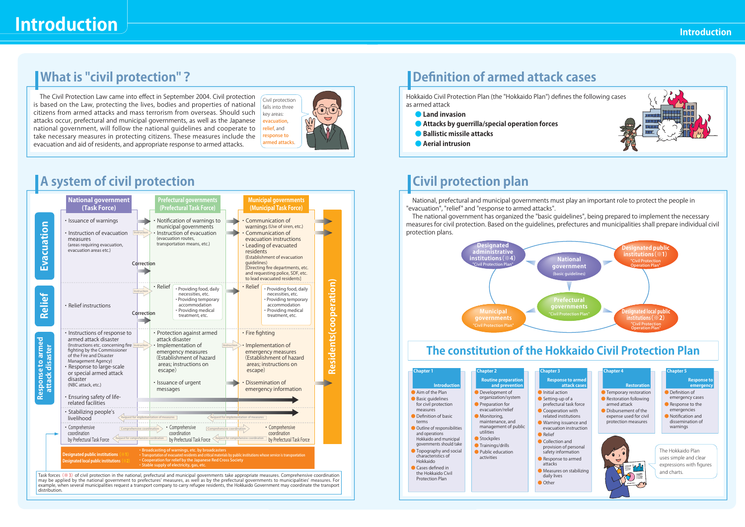# Introduction

## What is "civil protection"?

The Civil Protection Law came into effect in September 2004. Civil protection is based on the Law, protecting the lives, bodies and properties of national citizens from armed attacks and mass terrorism from overseas. Should such attacks occur, prefectural and municipal governments, as well as the Japanese national government, will follow the national guidelines and cooperate to take necessary measures in protecting citizens. These measures include the evacuation and aid of residents, and appropriate response to armed attacks.

Civil protection falls into three key areas: evacuation, relief, and response to armed attacks.

## Definition of armed attack cases

Hokkaido Civil Protection Plan (the "Hokkaido Plan") defines the following cases as armed attack

- **Land invasion**
- **Attacks by guerrilla/special operation forces**
- **Ballistic missile attacks**
- **Aerial intrusion**

## A system of civil protection

| | National government (Task Force) | Prefectural governments (Prefectural Task Force) | Municipal governments (Municipal Task Force) |
|---|---|---|---|
| **Evacuation** | · Issuance of warnings<br>· Instruction of evacuation measures (areas requiring evacuation, evacuation areas etc.)<br>→ Instruction<br>→ Correction | · Notification of warnings to municipal governments<br>· Instruction of evacuation (evacuation routes, transportation means, etc.)<br>→ Instruction | · Communication of warnings (Use of siren, etc.)<br>· Communication of evacuation instructions<br>· Leading of evacuated residents (Establishment of evacuation guidelines) [Directing fire departments, etc. and requesting police, SDF, etc. to lead evacuated residents] |
| **Relief** | · Relief instructions<br>→ Instruction<br>→ Correction | · Relief<br>· Providing food, daily necessities, etc.<br>· Providing temporary accommodation<br>· Providing medical treatment, etc. | · Relief<br>· Providing food, daily necessities, etc.<br>· Providing temporary accommodation<br>· Providing medical treatment, etc. |
| **Response to armed attack disaster** | · Instructions of response to armed attack disaster (Instructions etc. concerning fire fighting by the Commissioner of the Fire and Disaster Management Agency)<br>· Response to large-scale or special armed attack disaster (NBC attack, etc.)<br>→ Instruction | · Protection against armed attack disaster<br>· Implementation of emergency measures (Establishment of hazard areas; instructions on escape)<br>→ Instruction<br>· Issuance of urgent messages | · Fire fighting<br>· Implementation of emergency measures (Establishment of hazard areas; instructions on escape)<br>· Dissemination of emergency information |
| | · Ensuring safety of life-related facilities | | |
| | · Stabilizing people's livelihood<br>← Request for implementation of measures | ← Request for implementation of measures | |
| | · Comprehensive coordination by Prefectural Task Force<br>→ Comprehensive coordination<br>← Request for comprehensive coordination | · Comprehensive coordination by Prefectural Task Force<br>→ Comprehensive coordination<br>← Request for comprehensive coordination | · Comprehensive coordination by Prefectural Task Force |

→ **Residents (cooperation)**

**Designated public institutions (※1)**
**Designated local public institutions (※2)**
- Broadcasting of warnings, etc. by broadcasters
- Transportation of evacuated residents and critical materials by public institutions whose service is transportation
- Cooperation for relief by the Japanese Red Cross Society
- Stable supply of electricity, gas, etc.

Task forces (※3) of civil protection in the national, prefectural and municipal governments take appropriate measures. Comprehensive coordination may be applied by the national government to prefectures' measures, as well as by the prefectural governments to municipalities' measures. For example, when several municipalities request a transport company to carry refugee residents, the Hokkaido Government may coordinate the transport distribution.

## Civil protection plan

National, prefectural and municipal governments must play an important role to protect the people in "evacuation", "relief" and "response to armed attacks".

The national government has organized the "basic guidelines", being prepared to implement the necessary measures for civil protection. Based on the guidelines, prefectures and municipalities shall prepare individual civil protection plans.

- **National government** (basic guidelines)
- **Designated administrative institutions (※4)** "Civil Protection Plan"
- **Designated public institutions (※1)** "Civil Protection Operation Plan"
- **Prefectural governments** "Civil Protection Plan"
- **Municipal governments** "Civil Protection Plan"
- **Designated local public institutions (※2)** "Civil Protection Operation Plan"

## The constitution of the Hokkaido Civil Protection Plan

**Chapter 1 – Introduction**
- Aim of the Plan
- Basic guidelines for civil protection measures
- Definition of basic terms
- Outline of responsibilities and operations Hokkaido and municipal governments should take
- Topography and social characteristics of Hokkaido
- Cases defined in the Hokkaido Civil Protection Plan

**Chapter 2 – Routine preparation and prevention**
- Development of organization/system
- Preparation for evacuation/relief
- Monitoring, maintenance, and management of public utilities
- Stockpiles
- Trainings/drills
- Public education activities

**Chapter 3 – Response to armed attack cases**
- Initial action
- Setting-up of a prefectural task force
- Cooperation with related institutions
- Warning issuance and evacuation instruction
- Relief
- Collection and provision of personal safety information
- Response to armed attacks
- Measures on stabilizing daily lives
- Other

**Chapter 4 – Restoration**
- Temporary restoration
- Restoration following armed attack
- Disbursement of the expense used for civil protection measures

**Chapter 5 – Response to emergency**
- Definition of emergency cases
- Response to the emergencies
- Notification and dissemination of warnings

The Hokkaido Plan uses simple and clear expressions with figures and charts.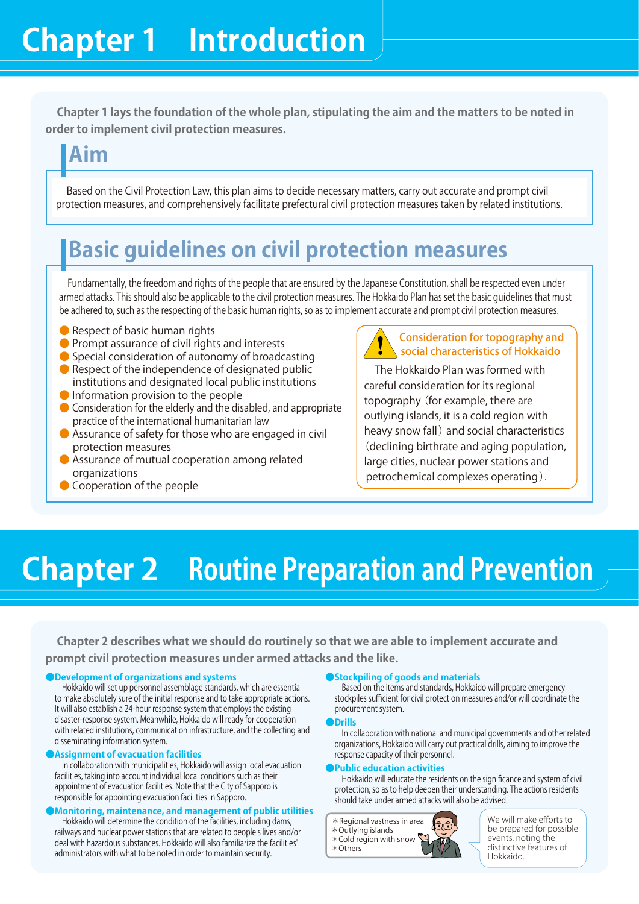# Chapter 1　Introduction

**Chapter 1 lays the foundation of the whole plan, stipulating the aim and the matters to be noted in order to implement civil protection measures.**

## Aim

Based on the Civil Protection Law, this plan aims to decide necessary matters, carry out accurate and prompt civil protection measures, and comprehensively facilitate prefectural civil protection measures taken by related institutions.

## Basic guidelines on civil protection measures

Fundamentally, the freedom and rights of the people that are ensured by the Japanese Constitution, shall be respected even under armed attacks. This should also be applicable to the civil protection measures. The Hokkaido Plan has set the basic guidelines that must be adhered to, such as the respecting of the basic human rights, so as to implement accurate and prompt civil protection measures.

- Respect of basic human rights
- Prompt assurance of civil rights and interests
- Special consideration of autonomy of broadcasting
- Respect of the independence of designated public institutions and designated local public institutions
- Information provision to the people
- Consideration for the elderly and the disabled, and appropriate practice of the international humanitarian law
- Assurance of safety for those who are engaged in civil protection measures
- Assurance of mutual cooperation among related organizations
- Cooperation of the people

**Consideration for topography and social characteristics of Hokkaido**

The Hokkaido Plan was formed with careful consideration for its regional topography (for example, there are outlying islands, it is a cold region with heavy snow fall) and social characteristics (declining birthrate and aging population, large cities, nuclear power stations and petrochemical complexes operating).

# Chapter 2　Routine Preparation and Prevention

**Chapter 2 describes what we should do routinely so that we are able to implement accurate and prompt civil protection measures under armed attacks and the like.**

### ●Development of organizations and systems

Hokkaido will set up personnel assemblage standards, which are essential to make absolutely sure of the initial response and to take appropriate actions. It will also establish a 24-hour response system that employs the existing disaster-response system. Meanwhile, Hokkaido will ready for cooperation with related institutions, communication infrastructure, and the collecting and disseminating information system.

### ●Assignment of evacuation facilities

In collaboration with municipalities, Hokkaido will assign local evacuation facilities, taking into account individual local conditions such as their appointment of evacuation facilities. Note that the City of Sapporo is responsible for appointing evacuation facilities in Sapporo.

### ●Monitoring, maintenance, and management of public utilities

Hokkaido will determine the condition of the facilities, including dams, railways and nuclear power stations that are related to people's lives and/or deal with hazardous substances. Hokkaido will also familiarize the facilities' administrators with what to be noted in order to maintain security.

### ●Stockpiling of goods and materials

Based on the items and standards, Hokkaido will prepare emergency stockpiles sufficient for civil protection measures and/or will coordinate the procurement system.

### ●Drills

In collaboration with national and municipal governments and other related organizations, Hokkaido will carry out practical drills, aiming to improve the response capacity of their personnel.

### ●Public education activities

Hokkaido will educate the residents on the significance and system of civil protection, so as to help deepen their understanding. The actions residents should take under armed attacks will also be advised.

＊Regional vastness in area
＊Outlying islands
＊Cold region with snow
＊Others

We will make efforts to be prepared for possible events, noting the distinctive features of Hokkaido.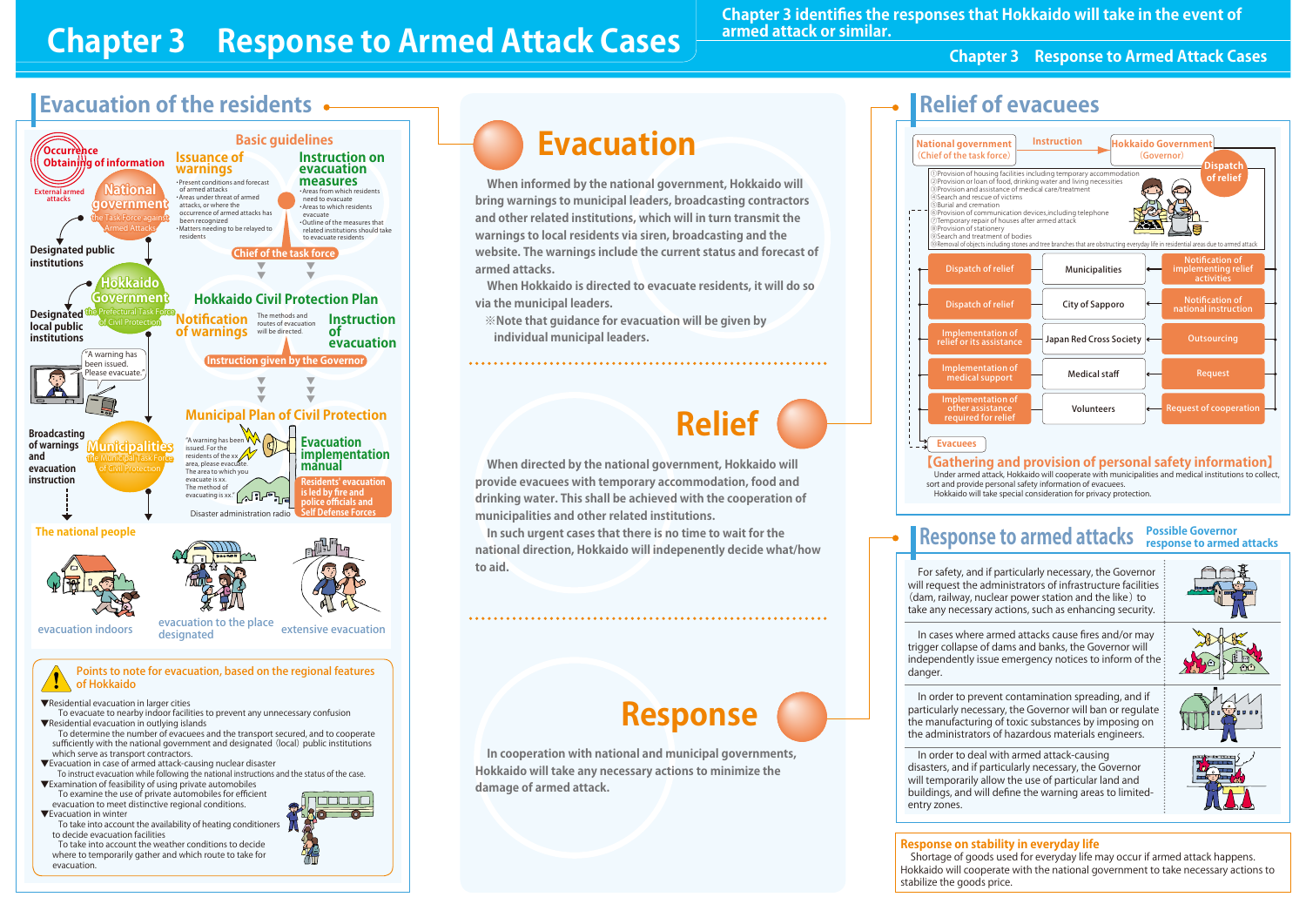# Chapter 3 Response to Armed Attack Cases

Chapter 3 identifies the responses that Hokkaido will take in the event of armed attack or similar.

## Evacuation of the residents

### Basic guidelines

**Occurrence / Obtaining of information**

External armed attacks

**National government** (the Task Force against Armed Attacks)

Designated public institutions

**Issuance of warnings**

- Present conditions and forecast of armed attacks
- Areas under threat of armed attacks, or where the occurrence of armed attacks has been recognized
- Matters needing to be relayed to residents

**Instruction on evacuation measures**

- Areas from which residents need to evacuate
- Areas to which residents evacuate
- Outline of the measures that related institutions should take to evacuate residents

Chief of the task force

**Hokkaido Government** (the Prefectural Task Force of Civil Protection)

Designated local public institutions

### Hokkaido Civil Protection Plan

**Notification of warnings** — The methods and routes of evacuation will be directed. — **Instruction of evacuation**

Instruction given by the Governor

"A warning has been issued. Please evacuate."

### Municipal Plan of Civil Protection

Broadcasting of warnings and evacuation instruction

**Municipalities** (the Municipal Task Force of Civil Protection)

"A warning has been issued. For the residents of the xx area, please evacuate. The area to which you evacuate is xx. The method of evacuating is xx."

Disaster administration radio

**Evacuation implementation manual**

Residents' evacuation is led by fire and police officials and Self Defense Forces

### The national people

- evacuation indoors
- evacuation to the place designated
- extensive evacuation

### Points to note for evacuation, based on the regional features of Hokkaido

▼Residential evacuation in larger cities
To evacuate to nearby indoor facilities to prevent any unnecessary confusion

▼Residential evacuation in outlying islands
To determine the number of evacuees and the transport secured, and to cooperate sufficiently with the national government and designated (local) public institutions which serve as transport contractors.

▼Evacuation in case of armed attack-causing nuclear disaster
To instruct evacuation while following the national instructions and the status of the case.

▼Examination of feasibility of using private automobiles
To examine the use of private automobiles for efficient evacuation to meet distinctive regional conditions.

▼Evacuation in winter
To take into account the availability of heating conditioners to decide evacuation facilities
To take into account the weather conditions to decide where to temporarily gather and which route to take for evacuation.

## Evacuation

When informed by the national government, Hokkaido will bring warnings to municipal leaders, broadcasting corporations and other related institutions, which will in turn transmit the warnings to local residents via siren, broadcasting and the website. The warnings include the current status and forecast of armed attacks.

When Hokkaido is directed to evacuate residents, it will do so via the municipal leaders.

※Note that guidance for evacuation will be given by individual municipal leaders.

## Relief

When directed by the national government, Hokkaido will provide evacuees with temporary accommodation, food and drinking water. This shall be achieved with the cooperation of municipalities and other related institutions.

In such urgent cases that there is no time to wait for the national direction, Hokkaido will independently decide what/how to aid.

## Response

In cooperation with national and municipal governments, Hokkaido will take any necessary actions to minimize the damage of armed attack.

## Relief of evacuees

National government (Chief of the task force) — Instruction → Hokkaido Government (Governor) — Dispatch of relief

1. Provision of housing facilities including temporary accommodation
2. Provision or loan of food, drinking water and living necessities
3. Provision and assistance of medical care/treatment
4. Search and rescue of victims
5. Burial and cremation
6. Provision of communication devices, including telephone
7. Temporary repair of houses after armed attack
8. Provision of stationery
9. Search and treatment of bodies
10. Removal of objects including stones and tree branches that are obstructing everyday life in residential areas due to armed attack

| Action toward evacuees | Party | Action by Hokkaido Government |
|---|---|---|
| Dispatch of relief | Municipalities | Notification of implementing relief activities |
| Dispatch of relief | City of Sapporo | Notification of national instruction |
| Implementation of relief or its assistance | Japan Red Cross Society | Outsourcing |
| Implementation of medical support | Medical staff | Request |
| Implementation of other assistance required for relief | Volunteers | Request of cooperation |

Evacuees

**【Gathering and provision of personal safety information】**

Under armed attack, Hokkaido will cooperate with municipalities and medical institutions to collect, sort and provide personal safety information of evacuees.
Hokkaido will take special consideration for privacy protection.

## Response to armed attacks

**Possible Governor response to armed attacks**

For safety, and if particularly necessary, the Governor will request the administrators of infrastructure facilities (dam, railway, nuclear power station and the like) to take any necessary actions, such as enhancing security.

In cases where armed attacks cause fires and/or may trigger collapse of dams and banks, the Governor will independently issue emergency notices to inform of the danger.

In order to prevent contamination spreading, and if particularly necessary, the Governor will ban or regulate the manufacturing of toxic substances by imposing on the administrators of hazardous materials engineers.

In order to deal with armed attack-causing disasters, and if particularly necessary, the Governor will temporarily allow the use of particular land and buildings, and will define the warning areas to limited-entry zones.

**Response on stability in everyday life**

Shortage of goods used for everyday life may occur if armed attack happens. Hokkaido will cooperate with the national government to take necessary actions to stabilize the goods price.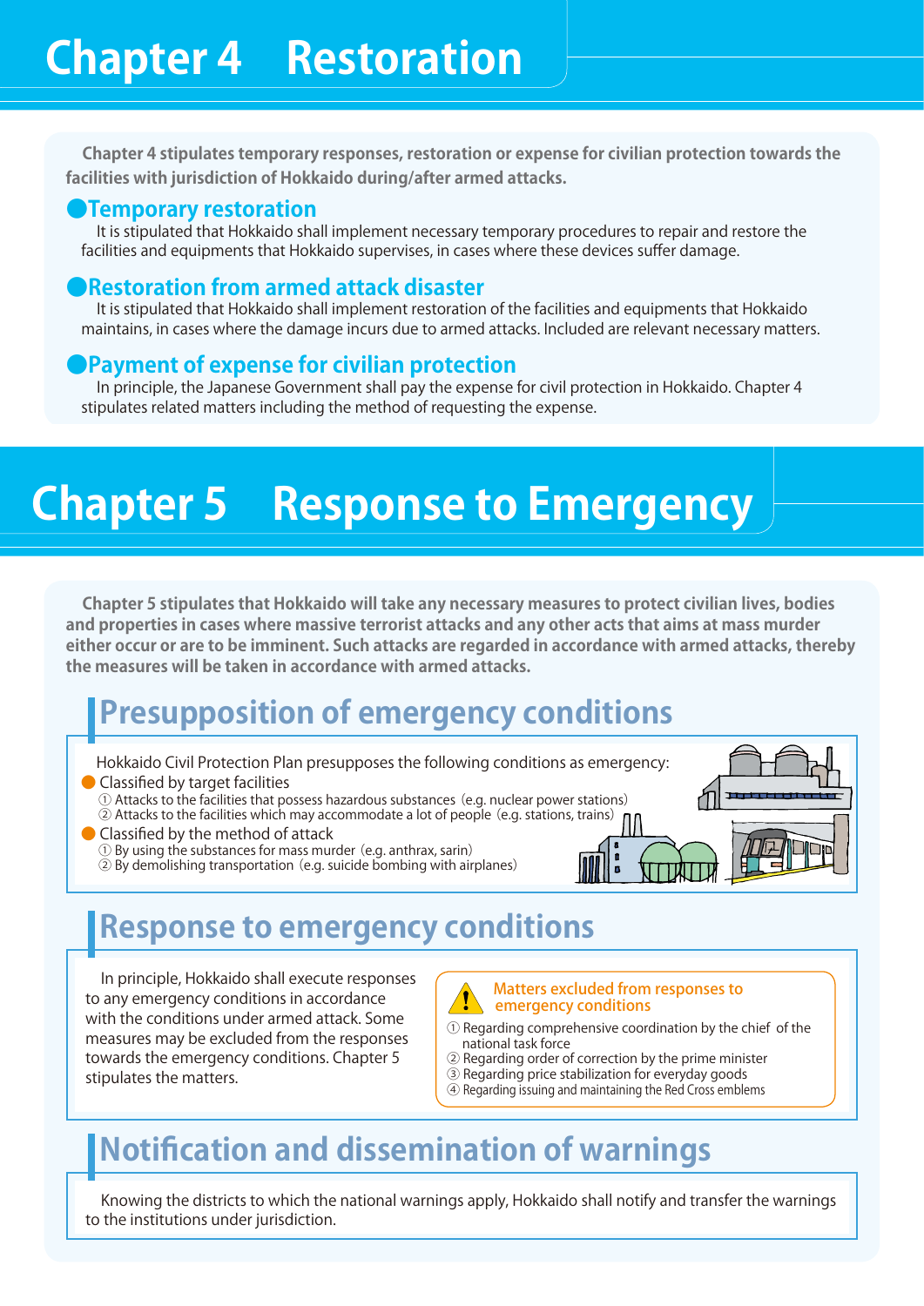# Chapter 4　Restoration

**Chapter 4 stipulates temporary responses, restoration or expense for civilian protection towards the facilities with jurisdiction of Hokkaido during/after armed attacks.**

### ●Temporary restoration

It is stipulated that Hokkaido shall implement necessary temporary procedures to repair and restore the facilities and equipments that Hokkaido supervises, in cases where these devices suffer damage.

### ●Restoration from armed attack disaster

It is stipulated that Hokkaido shall implement restoration of the facilities and equipments that Hokkaido maintains, in cases where the damage incurs due to armed attacks. Included are relevant necessary matters.

### ●Payment of expense for civilian protection

In principle, the Japanese Government shall pay the expense for civil protection in Hokkaido. Chapter 4 stipulates related matters including the method of requesting the expense.

# Chapter 5　Response to Emergency

**Chapter 5 stipulates that Hokkaido will take any necessary measures to protect civilian lives, bodies and properties in cases where massive terrorist attacks and any other acts that aims at mass murder either occur or are to be imminent. Such attacks are regarded in accordance with armed attacks, thereby the measures will be taken in accordance with armed attacks.**

## Presupposition of emergency conditions

Hokkaido Civil Protection Plan presupposes the following conditions as emergency:

- Classified by target facilities
  - ① Attacks to the facilities that possess hazardous substances（e.g. nuclear power stations）
  - ② Attacks to the facilities which may accommodate a lot of people（e.g. stations, trains）
- Classified by the method of attack
  - ① By using the substances for mass murder（e.g. anthrax, sarin）
  - ② By demolishing transportation（e.g. suicide bombing with airplanes）

## Response to emergency conditions

In principle, Hokkaido shall execute responses to any emergency conditions in accordance with the conditions under armed attack. Some measures may be excluded from the responses towards the emergency conditions. Chapter 5 stipulates the matters.

**Matters excluded from responses to emergency conditions**

① Regarding comprehensive coordination by the chief of the national task force
② Regarding order of correction by the prime minister
③ Regarding price stabilization for everyday goods
④ Regarding issuing and maintaining the Red Cross emblems

## Notification and dissemination of warnings

Knowing the districts to which the national warnings apply, Hokkaido shall notify and transfer the warnings to the institutions under jurisdiction.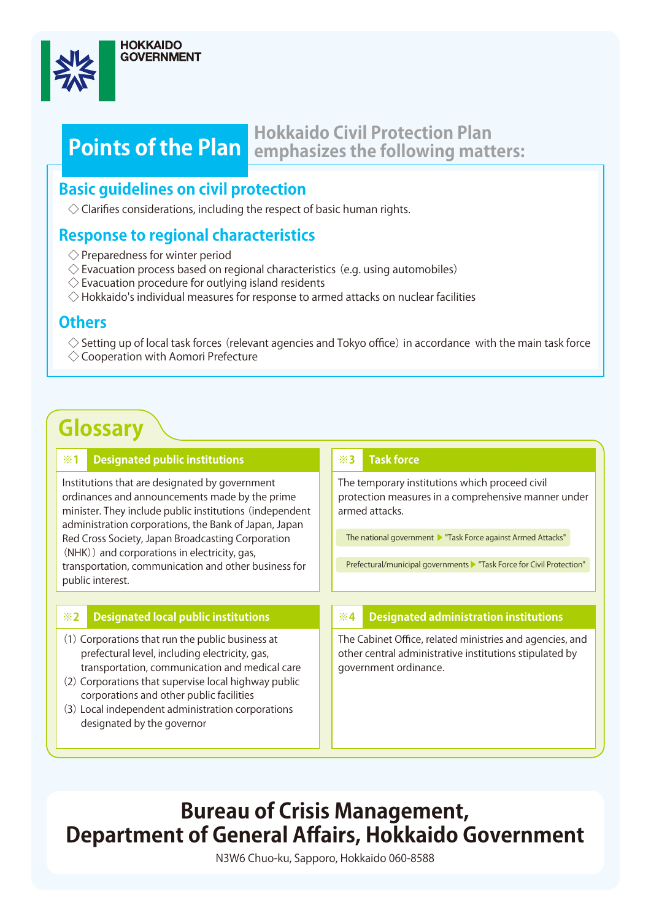HOKKAIDO GOVERNMENT

# Points of the Plan

## Hokkaido Civil Protection Plan emphasizes the following matters:

### Basic guidelines on civil protection

◇ Clarifies considerations, including the respect of basic human rights.

### Response to regional characteristics

◇ Preparedness for winter period
◇ Evacuation process based on regional characteristics（e.g. using automobiles）
◇ Evacuation procedure for outlying island residents
◇ Hokkaido's individual measures for response to armed attacks on nuclear facilities

### Others

◇ Setting up of local task forces（relevant agencies and Tokyo office）in accordance with the main task force
◇ Cooperation with Aomori Prefecture

## Glossary

### ※1 Designated public institutions

Institutions that are designated by government ordinances and announcements made by the prime minister. They include public institutions（independent administration corporations, the Bank of Japan, Japan Red Cross Society, Japan Broadcasting Corporation（NHK））and corporations in electricity, gas, transportation, communication and other business for public interest.

### ※2 Designated local public institutions

（1）Corporations that run the public business at prefectural level, including electricity, gas, transportation, communication and medical care
（2）Corporations that supervise local highway public corporations and other public facilities
（3）Local independent administration corporations designated by the governor

### ※3 Task force

The temporary institutions which proceed civil protection measures in a comprehensive manner under armed attacks.

The national government ▶ "Task Force against Armed Attacks"

Prefectural/municipal governments ▶ "Task Force for Civil Protection"

### ※4 Designated administration institutions

The Cabinet Office, related ministries and agencies, and other central administrative institutions stipulated by government ordinance.

**Bureau of Crisis Management,
Department of General Affairs, Hokkaido Government**

N3W6 Chuo-ku, Sapporo, Hokkaido 060-8588